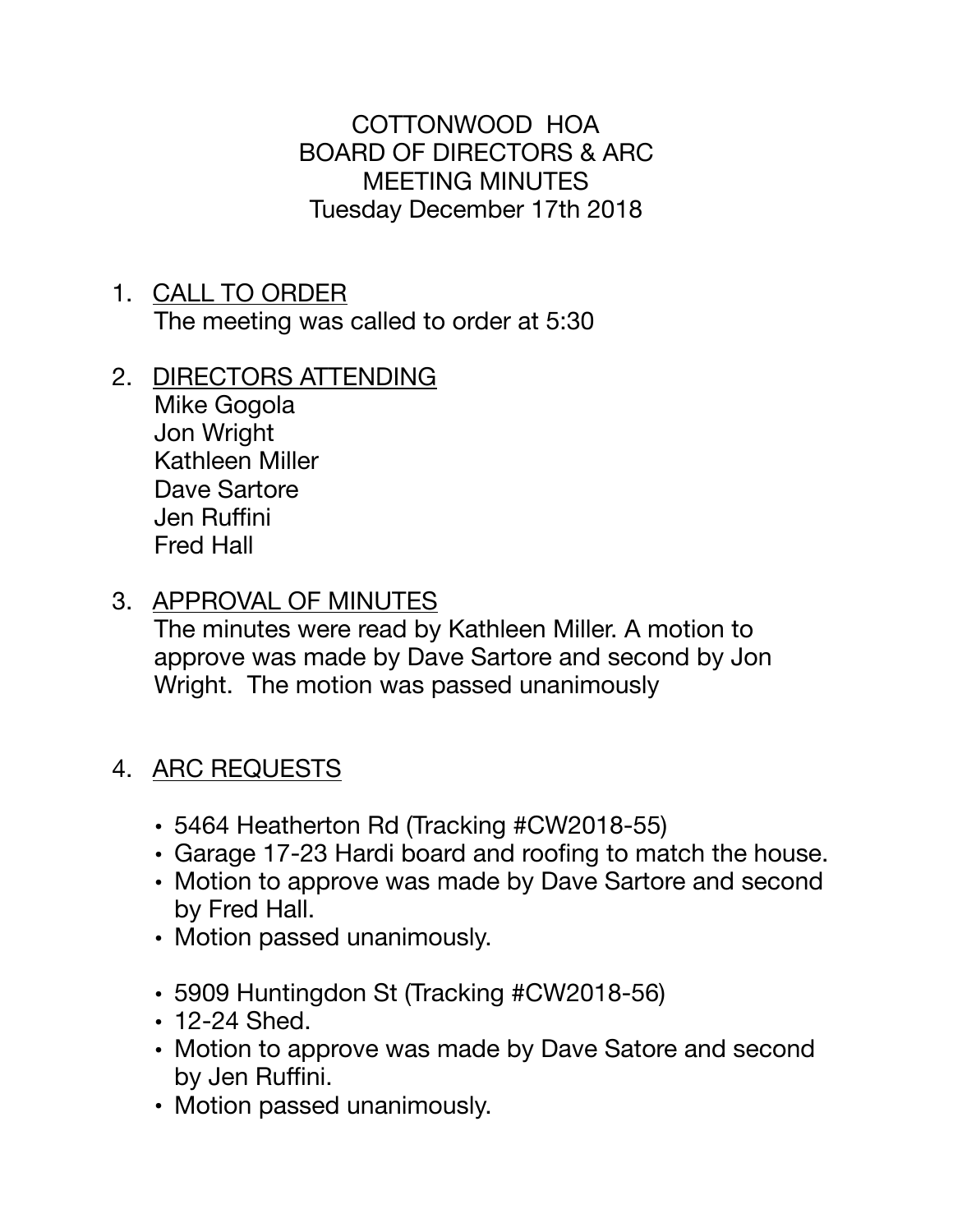# COTTONWOOD HOA
## BOARD OF DIRECTORS & ARC
## MEETING MINUTES
### Tuesday December 17th 2018

1. CALL TO ORDER
   The meeting was called to order at 5:30

2. DIRECTORS ATTENDING
   Mike Gogola
   Jon Wright
   Kathleen Miller
   Dave Sartore
   Jen Ruffini
   Fred Hall

3. APPROVAL OF MINUTES
   The minutes were read by Kathleen Miller. A motion to approve was made by Dave Sartore and second by Jon Wright. The motion was passed unanimously

4. ARC REQUESTS

   - 5464 Heatherton Rd (Tracking #CW2018-55)
   - Garage 17-23 Hardi board and roofing to match the house.
   - Motion to approve was made by Dave Sartore and second by Fred Hall.
   - Motion passed unanimously.

   - 5909 Huntingdon St (Tracking #CW2018-56)
   - 12-24 Shed.
   - Motion to approve was made by Dave Satore and second by Jen Ruffini.
   - Motion passed unanimously.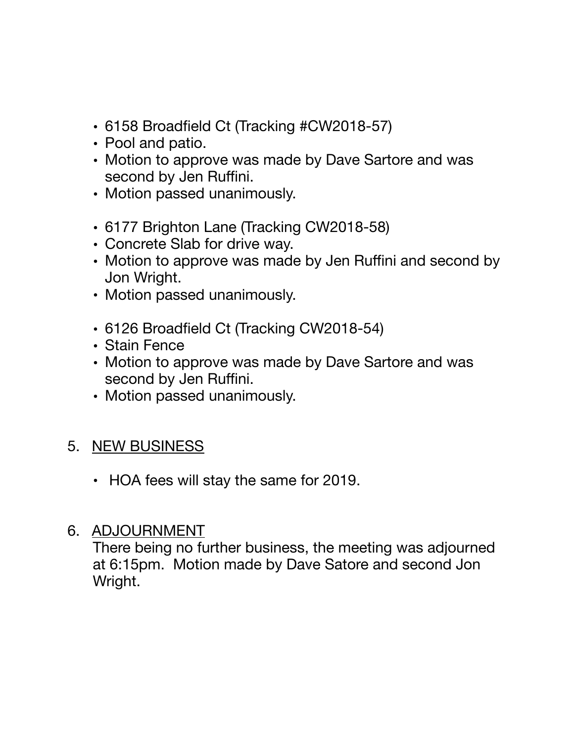- 6158 Broadfield Ct (Tracking #CW2018-57)
- Pool and patio.
- Motion to approve was made by Dave Sartore and was second by Jen Ruffini.
- Motion passed unanimously.

- 6177 Brighton Lane (Tracking CW2018-58)
- Concrete Slab for drive way.
- Motion to approve was made by Jen Ruffini and second by Jon Wright.
- Motion passed unanimously.

- 6126 Broadfield Ct (Tracking CW2018-54)
- Stain Fence
- Motion to approve was made by Dave Sartore and was second by Jen Ruffini.
- Motion passed unanimously.

5. <u>NEW BUSINESS</u>

   - HOA fees will stay the same for 2019.

6. <u>ADJOURNMENT</u>

   There being no further business, the meeting was adjourned at 6:15pm. Motion made by Dave Satore and second Jon Wright.